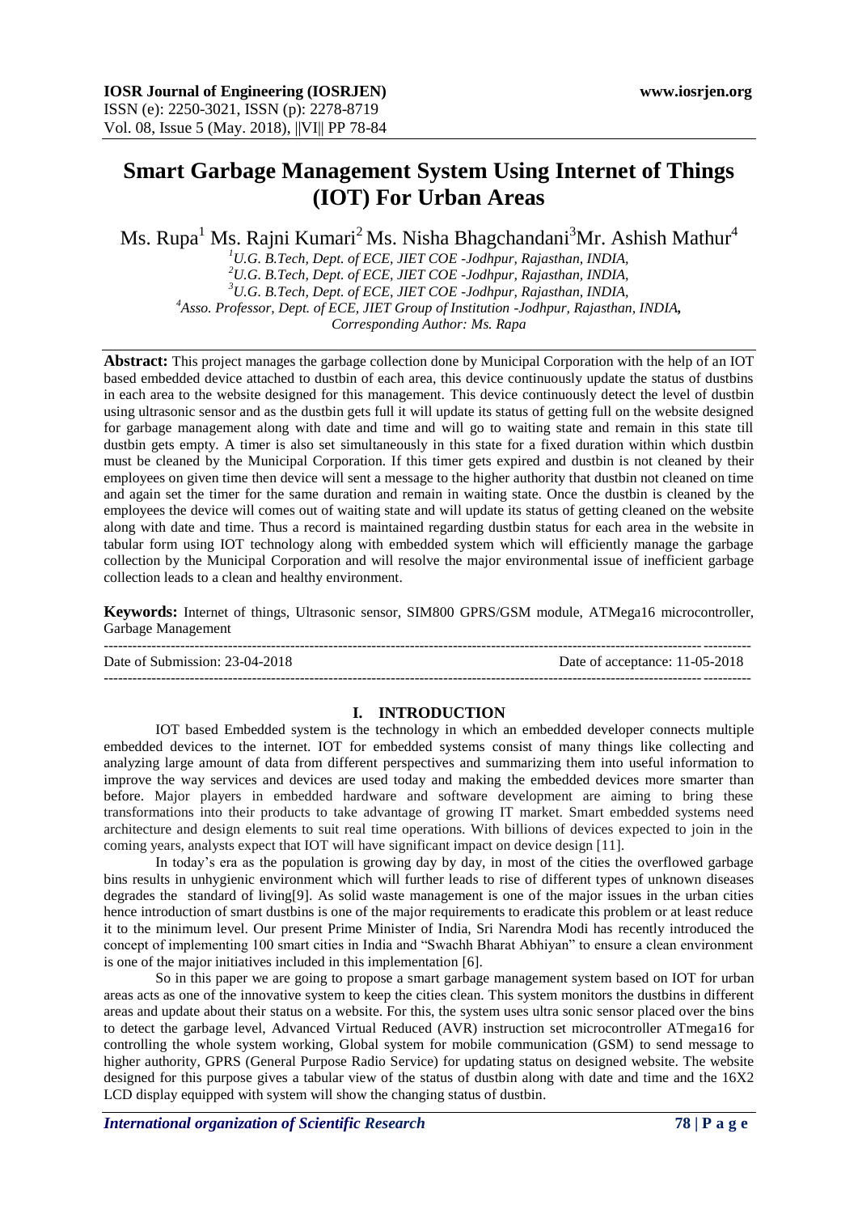# Smart Garbage Management System Using Internet of Things (IOT) For Urban Areas

Ms. Rupa[1] Ms. Rajni Kumari[2] Ms. Nisha Bhagchandani[3] Mr. Ashish Mathur[4]

[1]U.G. B.Tech, Dept. of ECE, JIET COE -Jodhpur, Rajasthan, INDIA,
[2]U.G. B.Tech, Dept. of ECE, JIET COE -Jodhpur, Rajasthan, INDIA,
[3]U.G. B.Tech, Dept. of ECE, JIET COE -Jodhpur, Rajasthan, INDIA,
[4]Asso. Professor, Dept. of ECE, JIET Group of Institution -Jodhpur, Rajasthan, INDIA,
*Corresponding Author: Ms. Rapa*

**Abstract:** This project manages the garbage collection done by Municipal Corporation with the help of an IOT based embedded device attached to dustbin of each area, this device continuously update the status of dustbins in each area to the website designed for this management. This device continuously detect the level of dustbin using ultrasonic sensor and as the dustbin gets full it will update its status of getting full on the website designed for garbage management along with date and time and will go to waiting state and remain in this state till dustbin gets empty. A timer is also set simultaneously in this state for a fixed duration within which dustbin must be cleaned by the Municipal Corporation. If this timer gets expired and dustbin is not cleaned by their employees on given time then device will sent a message to the higher authority that dustbin not cleaned on time and again set the timer for the same duration and remain in waiting state. Once the dustbin is cleaned by the employees the device will comes out of waiting state and will update its status of getting cleaned on the website along with date and time. Thus a record is maintained regarding dustbin status for each area in the website in tabular form using IOT technology along with embedded system which will efficiently manage the garbage collection by the Municipal Corporation and will resolve the major environmental issue of inefficient garbage collection leads to a clean and healthy environment.

**Keywords:** Internet of things, Ultrasonic sensor, SIM800 GPRS/GSM module, ATMega16 microcontroller, Garbage Management

---

Date of Submission: 23-04-2018 Date of acceptance: 11-05-2018

---

## I. INTRODUCTION

IOT based Embedded system is the technology in which an embedded developer connects multiple embedded devices to the internet. IOT for embedded systems consist of many things like collecting and analyzing large amount of data from different perspectives and summarizing them into useful information to improve the way services and devices are used today and making the embedded devices more smarter than before. Major players in embedded hardware and software development are aiming to bring these transformations into their products to take advantage of growing IT market. Smart embedded systems need architecture and design elements to suit real time operations. With billions of devices expected to join in the coming years, analysts expect that IOT will have significant impact on device design [11].

In today's era as the population is growing day by day, in most of the cities the overflowed garbage bins results in unhygienic environment which will further leads to rise of different types of unknown diseases degrades the standard of living[9]. As solid waste management is one of the major issues in the urban cities hence introduction of smart dustbins is one of the major requirements to eradicate this problem or at least reduce it to the minimum level. Our present Prime Minister of India, Sri Narendra Modi has recently introduced the concept of implementing 100 smart cities in India and "Swachh Bharat Abhiyan" to ensure a clean environment is one of the major initiatives included in this implementation [6].

So in this paper we are going to propose a smart garbage management system based on IOT for urban areas acts as one of the innovative system to keep the cities clean. This system monitors the dustbins in different areas and update about their status on a website. For this, the system uses ultra sonic sensor placed over the bins to detect the garbage level, Advanced Virtual Reduced (AVR) instruction set microcontroller ATmega16 for controlling the whole system working, Global system for mobile communication (GSM) to send message to higher authority, GPRS (General Purpose Radio Service) for updating status on designed website. The website designed for this purpose gives a tabular view of the status of dustbin along with date and time and the 16X2 LCD display equipped with system will show the changing status of dustbin.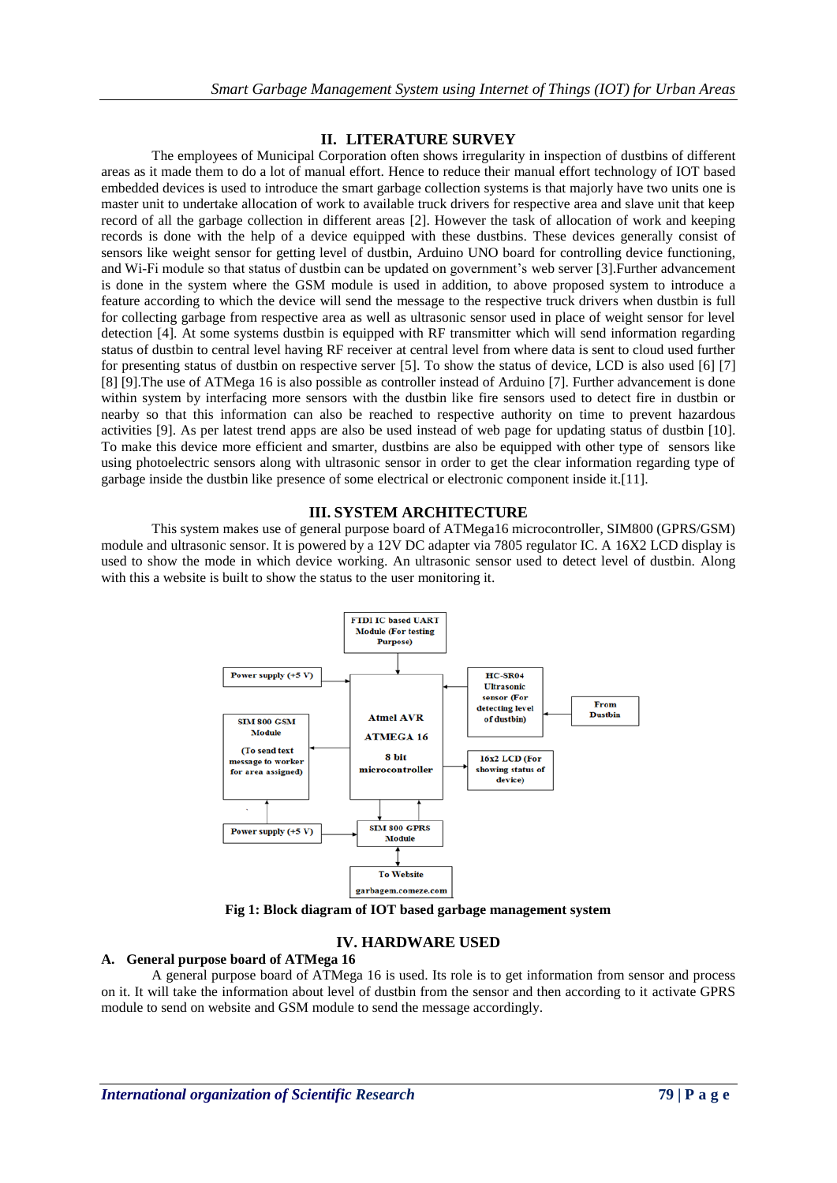## II. LITERATURE SURVEY

The employees of Municipal Corporation often shows irregularity in inspection of dustbins of different areas as it made them to do a lot of manual effort. Hence to reduce their manual effort technology of IOT based embedded devices is used to introduce the smart garbage collection systems is that majorly have two units one is master unit to undertake allocation of work to available truck drivers for respective area and slave unit that keep record of all the garbage collection in different areas [2]. However the task of allocation of work and keeping records is done with the help of a device equipped with these dustbins. These devices generally consist of sensors like weight sensor for getting level of dustbin, Arduino UNO board for controlling device functioning, and Wi-Fi module so that status of dustbin can be updated on government's web server [3].Further advancement is done in the system where the GSM module is used in addition, to above proposed system to introduce a feature according to which the device will send the message to the respective truck drivers when dustbin is full for collecting garbage from respective area as well as ultrasonic sensor used in place of weight sensor for level detection [4]. At some systems dustbin is equipped with RF transmitter which will send information regarding status of dustbin to central level having RF receiver at central level from where data is sent to cloud used further for presenting status of dustbin on respective server [5]. To show the status of device, LCD is also used [6] [7] [8] [9].The use of ATMega 16 is also possible as controller instead of Arduino [7]. Further advancement is done within system by interfacing more sensors with the dustbin like fire sensors used to detect fire in dustbin or nearby so that this information can also be reached to respective authority on time to prevent hazardous activities [9]. As per latest trend apps are also be used instead of web page for updating status of dustbin [10]. To make this device more efficient and smarter, dustbins are also be equipped with other type of sensors like using photoelectric sensors along with ultrasonic sensor in order to get the clear information regarding type of garbage inside the dustbin like presence of some electrical or electronic component inside it.[11].

## III. SYSTEM ARCHITECTURE

This system makes use of general purpose board of ATMega16 microcontroller, SIM800 (GPRS/GSM) module and ultrasonic sensor. It is powered by a 12V DC adapter via 7805 regulator IC. A 16X2 LCD display is used to show the mode in which device working. An ultrasonic sensor used to detect level of dustbin. Along with this a website is built to show the status to the user monitoring it.

FTDI IC based UART Module (For testing Purpose)

Power supply (+5 V)

HC-SR04 Ultrasonic sensor (For detecting level of dustbin)

From Dustbin

SIM 800 GSM Module (To send text message to worker for area assigned)

Atmel AVR ATMEGA 16 8 bit microcontroller

16x2 LCD (For showing status of device)

Power supply (+5 V)

SIM 800 GPRS Module

To Website garbagem.comeze.com

**Fig 1: Block diagram of IOT based garbage management system**

## IV. HARDWARE USED

### A. General purpose board of ATMega 16

A general purpose board of ATMega 16 is used. Its role is to get information from sensor and process on it. It will take the information about level of dustbin from the sensor and then according to it activate GPRS module to send on website and GSM module to send the message accordingly.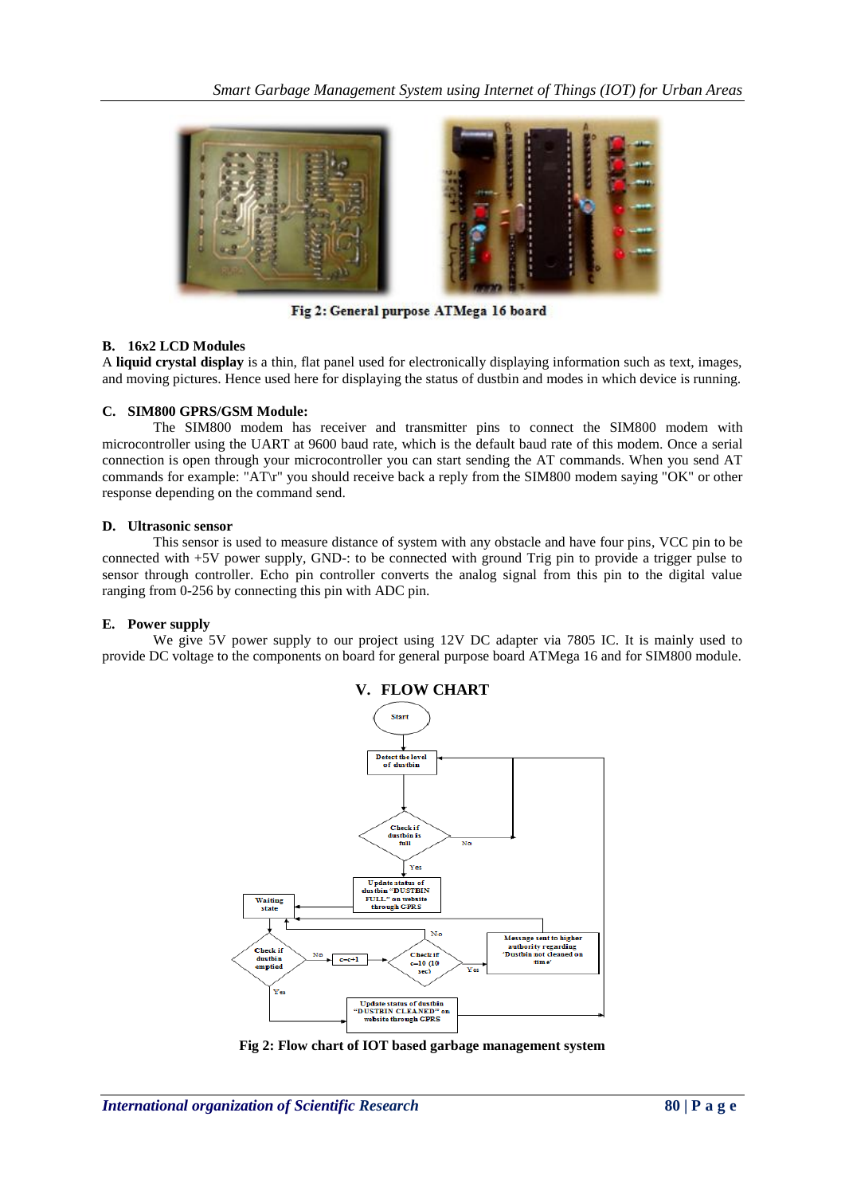Fig 2: General purpose ATMega 16 board

### B. 16x2 LCD Modules

A **liquid crystal display** is a thin, flat panel used for electronically displaying information such as text, images, and moving pictures. Hence used here for displaying the status of dustbin and modes in which device is running.

### C. SIM800 GPRS/GSM Module:

The SIM800 modem has receiver and transmitter pins to connect the SIM800 modem with microcontroller using the UART at 9600 baud rate, which is the default baud rate of this modem. Once a serial connection is open through your microcontroller you can start sending the AT commands. When you send AT commands for example: "AT\r" you should receive back a reply from the SIM800 modem saying "OK" or other response depending on the command send.

### D. Ultrasonic sensor

This sensor is used to measure distance of system with any obstacle and have four pins, VCC pin to be connected with +5V power supply, GND-: to be connected with ground Trig pin to provide a trigger pulse to sensor through controller. Echo pin controller converts the analog signal from this pin to the digital value ranging from 0-256 by connecting this pin with ADC pin.

### E. Power supply

We give 5V power supply to our project using 12V DC adapter via 7805 IC. It is mainly used to provide DC voltage to the components on board for general purpose board ATMega 16 and for SIM800 module.

## V. FLOW CHART

Fig 2: Flow chart of IOT based garbage management system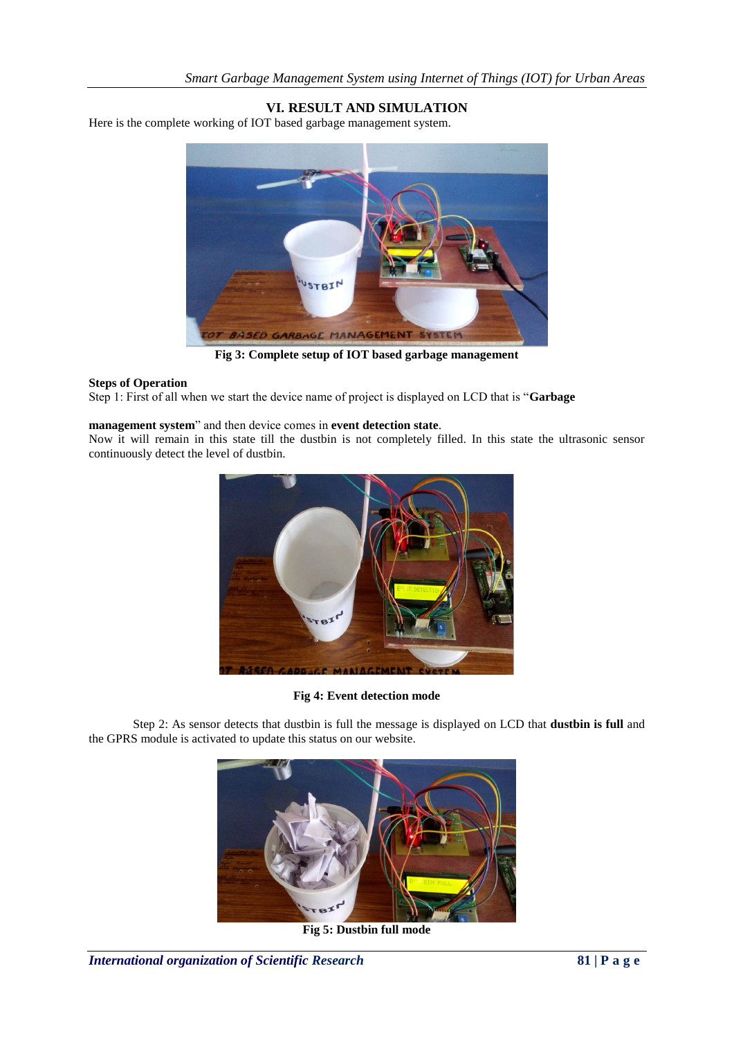## VI. RESULT AND SIMULATION

Here is the complete working of IOT based garbage management system.

**Fig 3: Complete setup of IOT based garbage management**

**Steps of Operation**

Step 1: First of all when we start the device name of project is displayed on LCD that is "**Garbage management system**" and then device comes in **event detection state**.

Now it will remain in this state till the dustbin is not completely filled. In this state the ultrasonic sensor continuously detect the level of dustbin.

**Fig 4: Event detection mode**

Step 2: As sensor detects that dustbin is full the message is displayed on LCD that **dustbin is full** and the GPRS module is activated to update this status on our website.

**Fig 5: Dustbin full mode**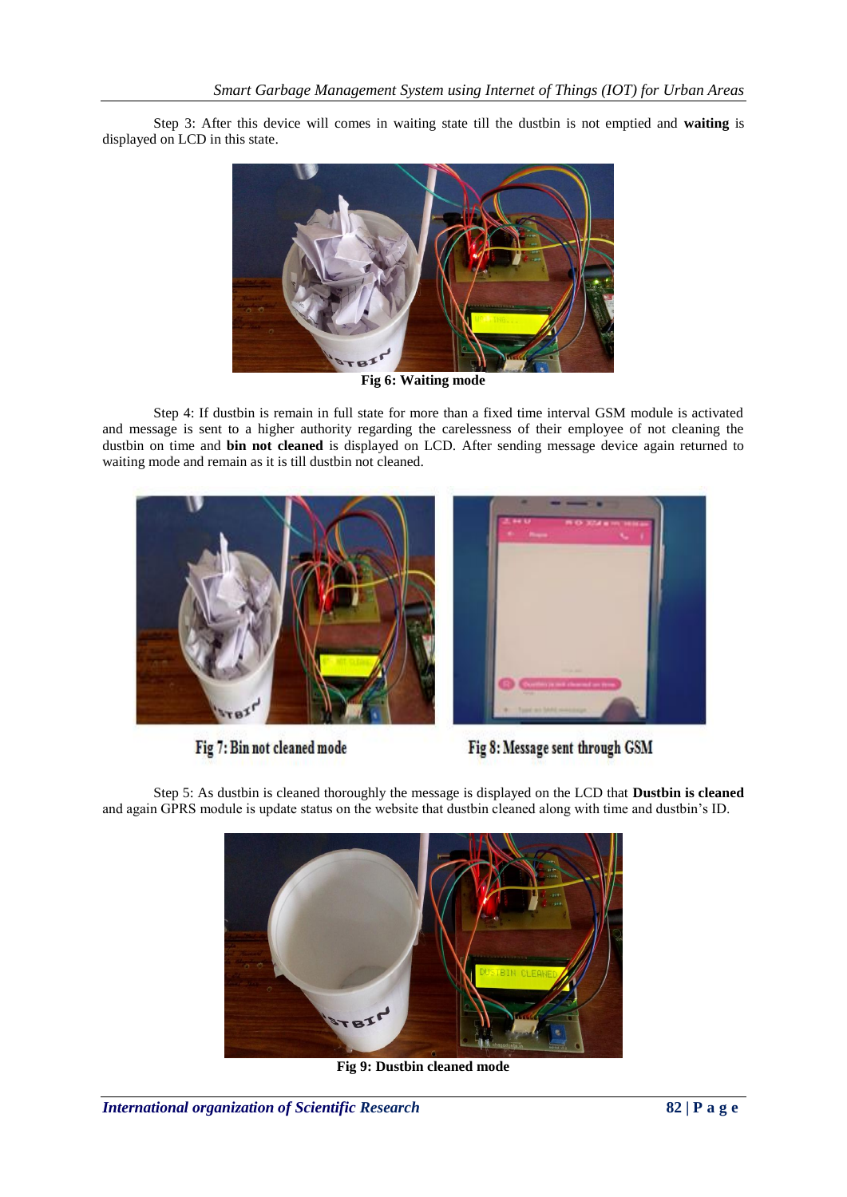Step 3: After this device will comes in waiting state till the dustbin is not emptied and **waiting** is displayed on LCD in this state.

**Fig 6: Waiting mode**

Step 4: If dustbin is remain in full state for more than a fixed time interval GSM module is activated and message is sent to a higher authority regarding the carelessness of their employee of not cleaning the dustbin on time and **bin not cleaned** is displayed on LCD. After sending message device again returned to waiting mode and remain as it is till dustbin not cleaned.

**Fig 7: Bin not cleaned mode**

**Fig 8: Message sent through GSM**

Step 5: As dustbin is cleaned thoroughly the message is displayed on the LCD that **Dustbin is cleaned** and again GPRS module is update status on the website that dustbin cleaned along with time and dustbin's ID.

**Fig 9: Dustbin cleaned mode**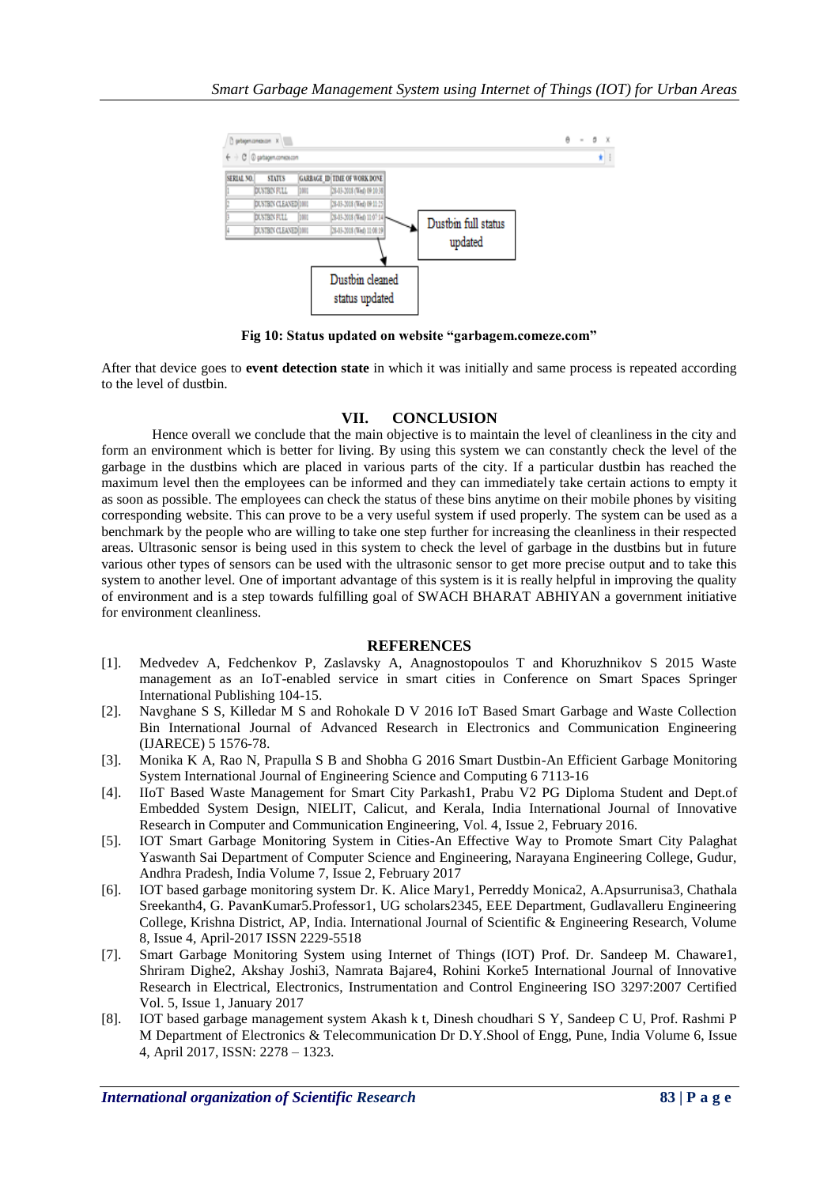Fig 10: Status updated on website "garbagem.comeze.com"

After that device goes to **event detection state** in which it was initially and same process is repeated according to the level of dustbin.

## VII. CONCLUSION

Hence overall we conclude that the main objective is to maintain the level of cleanliness in the city and form an environment which is better for living. By using this system we can constantly check the level of the garbage in the dustbins which are placed in various parts of the city. If a particular dustbin has reached the maximum level then the employees can be informed and they can immediately take certain actions to empty it as soon as possible. The employees can check the status of these bins anytime on their mobile phones by visiting corresponding website. This can prove to be a very useful system if used properly. The system can be used as a benchmark by the people who are willing to take one step further for increasing the cleanliness in their respected areas. Ultrasonic sensor is being used in this system to check the level of garbage in the dustbins but in future various other types of sensors can be used with the ultrasonic sensor to get more precise output and to take this system to another level. One of important advantage of this system is it is really helpful in improving the quality of environment and is a step towards fulfilling goal of SWACH BHARAT ABHIYAN a government initiative for environment cleanliness.

## REFERENCES

[1]. Medvedev A, Fedchenkov P, Zaslavsky A, Anagnostopoulos T and Khoruzhnikov S 2015 Waste management as an IoT-enabled service in smart cities in Conference on Smart Spaces Springer International Publishing 104-15.

[2]. Navghane S S, Killedar M S and Rohokale D V 2016 IoT Based Smart Garbage and Waste Collection Bin International Journal of Advanced Research in Electronics and Communication Engineering (IJARECE) 5 1576-78.

[3]. Monika K A, Rao N, Prapulla S B and Shobha G 2016 Smart Dustbin-An Efficient Garbage Monitoring System International Journal of Engineering Science and Computing 6 7113-16

[4]. IIoT Based Waste Management for Smart City Parkash1, Prabu V2 PG Diploma Student and Dept.of Embedded System Design, NIELIT, Calicut, and Kerala, India International Journal of Innovative Research in Computer and Communication Engineering, Vol. 4, Issue 2, February 2016.

[5]. IOT Smart Garbage Monitoring System in Cities-An Effective Way to Promote Smart City Palaghat Yaswanth Sai Department of Computer Science and Engineering, Narayana Engineering College, Gudur, Andhra Pradesh, India Volume 7, Issue 2, February 2017

[6]. IOT based garbage monitoring system Dr. K. Alice Mary1, Perreddy Monica2, A.Apsurrunisa3, Chathala Sreekanth4, G. PavanKumar5.Professor1, UG scholars2345, EEE Department, Gudlavalleru Engineering College, Krishna District, AP, India. International Journal of Scientific & Engineering Research, Volume 8, Issue 4, April-2017 ISSN 2229-5518

[7]. Smart Garbage Monitoring System using Internet of Things (IOT) Prof. Dr. Sandeep M. Chaware1, Shriram Dighe2, Akshay Joshi3, Namrata Bajare4, Rohini Korke5 International Journal of Innovative Research in Electrical, Electronics, Instrumentation and Control Engineering ISO 3297:2007 Certified Vol. 5, Issue 1, January 2017

[8]. IOT based garbage management system Akash k t, Dinesh choudhari S Y, Sandeep C U, Prof. Rashmi P M Department of Electronics & Telecommunication Dr D.Y.Shool of Engg, Pune, India Volume 6, Issue 4, April 2017, ISSN: 2278 – 1323.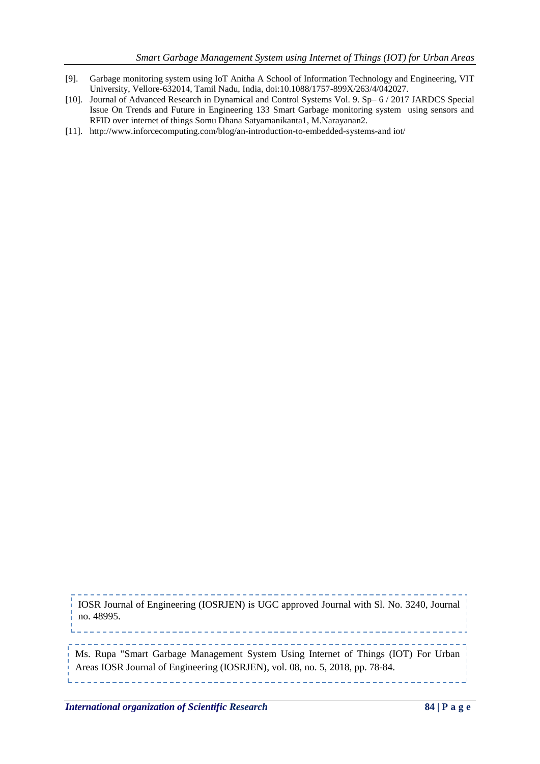[9]. Garbage monitoring system using IoT Anitha A School of Information Technology and Engineering, VIT University, Vellore-632014, Tamil Nadu, India, doi:10.1088/1757-899X/263/4/042027.

[10]. Journal of Advanced Research in Dynamical and Control Systems Vol. 9. Sp– 6 / 2017 JARDCS Special Issue On Trends and Future in Engineering 133 Smart Garbage monitoring system using sensors and RFID over internet of things Somu Dhana Satyamanikanta1, M.Narayanan2.

[11]. http://www.inforcecomputing.com/blog/an-introduction-to-embedded-systems-and iot/

IOSR Journal of Engineering (IOSRJEN) is UGC approved Journal with Sl. No. 3240, Journal no. 48995.

Ms. Rupa "Smart Garbage Management System Using Internet of Things (IOT) For Urban Areas IOSR Journal of Engineering (IOSRJEN), vol. 08, no. 5, 2018, pp. 78-84.